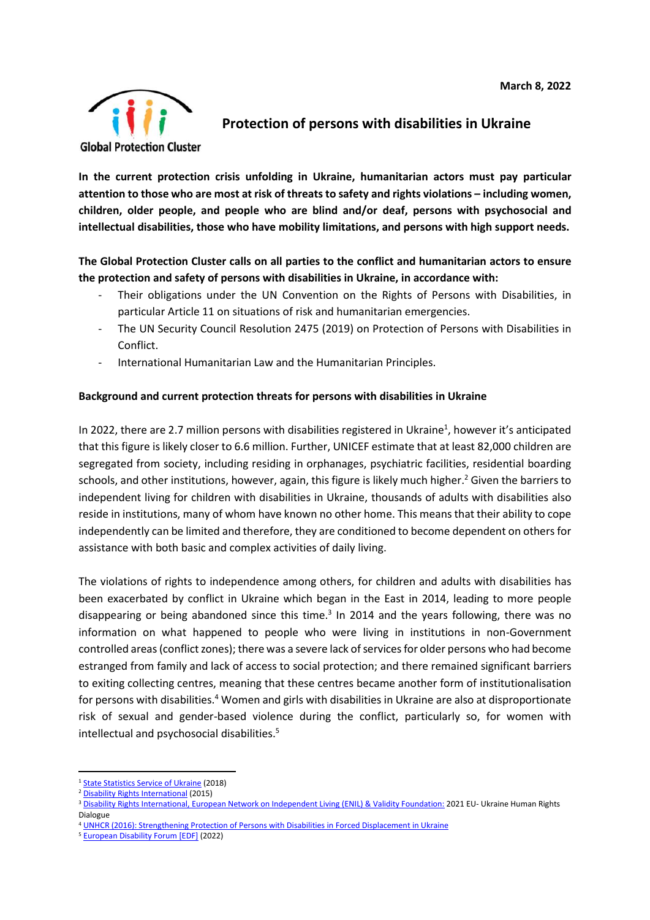March 8, 2022

Global Protection Cluster

# Protection of persons with disabilities in Ukraine

**In the current protection crisis unfolding in Ukraine, humanitarian actors must pay particular attention to those who are most at risk of threats to safety and rights violations – including women, children, older people, and people who are blind and/or deaf, persons with psychosocial and intellectual disabilities, those who have mobility limitations, and persons with high support needs.**

**The Global Protection Cluster calls on all parties to the conflict and humanitarian actors to ensure the protection and safety of persons with disabilities in Ukraine, in accordance with:**

- Their obligations under the UN Convention on the Rights of Persons with Disabilities, in particular Article 11 on situations of risk and humanitarian emergencies.
- The UN Security Council Resolution 2475 (2019) on Protection of Persons with Disabilities in Conflict.
- International Humanitarian Law and the Humanitarian Principles.

**Background and current protection threats for persons with disabilities in Ukraine**

In 2022, there are 2.7 million persons with disabilities registered in Ukraine[1], however it's anticipated that this figure is likely closer to 6.6 million. Further, UNICEF estimate that at least 82,000 children are segregated from society, including residing in orphanages, psychiatric facilities, residential boarding schools, and other institutions, however, again, this figure is likely much higher.[2] Given the barriers to independent living for children with disabilities in Ukraine, thousands of adults with disabilities also reside in institutions, many of whom have known no other home. This means that their ability to cope independently can be limited and therefore, they are conditioned to become dependent on others for assistance with both basic and complex activities of daily living.

The violations of rights to independence among others, for children and adults with disabilities has been exacerbated by conflict in Ukraine which began in the East in 2014, leading to more people disappearing or being abandoned since this time.[3] In 2014 and the years following, there was no information on what happened to people who were living in institutions in non-Government controlled areas (conflict zones); there was a severe lack of services for older persons who had become estranged from family and lack of access to social protection; and there remained significant barriers to exiting collecting centres, meaning that these centres became another form of institutionalisation for persons with disabilities.[4] Women and girls with disabilities in Ukraine are also at disproportionate risk of sexual and gender-based violence during the conflict, particularly so, for women with intellectual and psychosocial disabilities.[5]

---

[1] State Statistics Service of Ukraine (2018)
[2] Disability Rights International (2015)
[3] Disability Rights International, European Network on Independent Living (ENIL) & Validity Foundation: 2021 EU- Ukraine Human Rights Dialogue
[4] UNHCR (2016): Strengthening Protection of Persons with Disabilities in Forced Displacement in Ukraine
[5] European Disability Forum [EDF] (2022)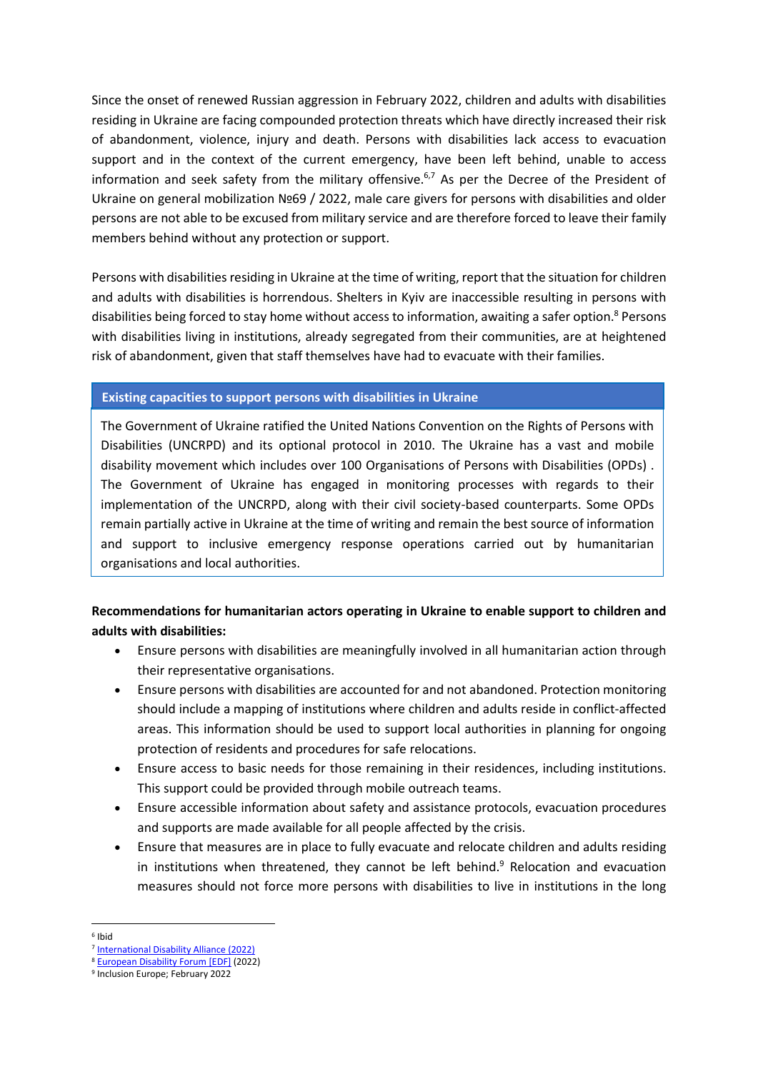Since the onset of renewed Russian aggression in February 2022, children and adults with disabilities residing in Ukraine are facing compounded protection threats which have directly increased their risk of abandonment, violence, injury and death. Persons with disabilities lack access to evacuation support and in the context of the current emergency, have been left behind, unable to access information and seek safety from the military offensive.[6,7] As per the Decree of the President of Ukraine on general mobilization №69 / 2022, male care givers for persons with disabilities and older persons are not able to be excused from military service and are therefore forced to leave their family members behind without any protection or support.

Persons with disabilities residing in Ukraine at the time of writing, report that the situation for children and adults with disabilities is horrendous. Shelters in Kyiv are inaccessible resulting in persons with disabilities being forced to stay home without access to information, awaiting a safer option.[8] Persons with disabilities living in institutions, already segregated from their communities, are at heightened risk of abandonment, given that staff themselves have had to evacuate with their families.

### Existing capacities to support persons with disabilities in Ukraine

The Government of Ukraine ratified the United Nations Convention on the Rights of Persons with Disabilities (UNCRPD) and its optional protocol in 2010. The Ukraine has a vast and mobile disability movement which includes over 100 Organisations of Persons with Disabilities (OPDs) . The Government of Ukraine has engaged in monitoring processes with regards to their implementation of the UNCRPD, along with their civil society-based counterparts. Some OPDs remain partially active in Ukraine at the time of writing and remain the best source of information and support to inclusive emergency response operations carried out by humanitarian organisations and local authorities.

**Recommendations for humanitarian actors operating in Ukraine to enable support to children and adults with disabilities:**

- Ensure persons with disabilities are meaningfully involved in all humanitarian action through their representative organisations.
- Ensure persons with disabilities are accounted for and not abandoned. Protection monitoring should include a mapping of institutions where children and adults reside in conflict-affected areas. This information should be used to support local authorities in planning for ongoing protection of residents and procedures for safe relocations.
- Ensure access to basic needs for those remaining in their residences, including institutions. This support could be provided through mobile outreach teams.
- Ensure accessible information about safety and assistance protocols, evacuation procedures and supports are made available for all people affected by the crisis.
- Ensure that measures are in place to fully evacuate and relocate children and adults residing in institutions when threatened, they cannot be left behind.[9] Relocation and evacuation measures should not force more persons with disabilities to live in institutions in the long

[6] Ibid
[7] International Disability Alliance (2022)
[8] European Disability Forum [EDF] (2022)
[9] Inclusion Europe; February 2022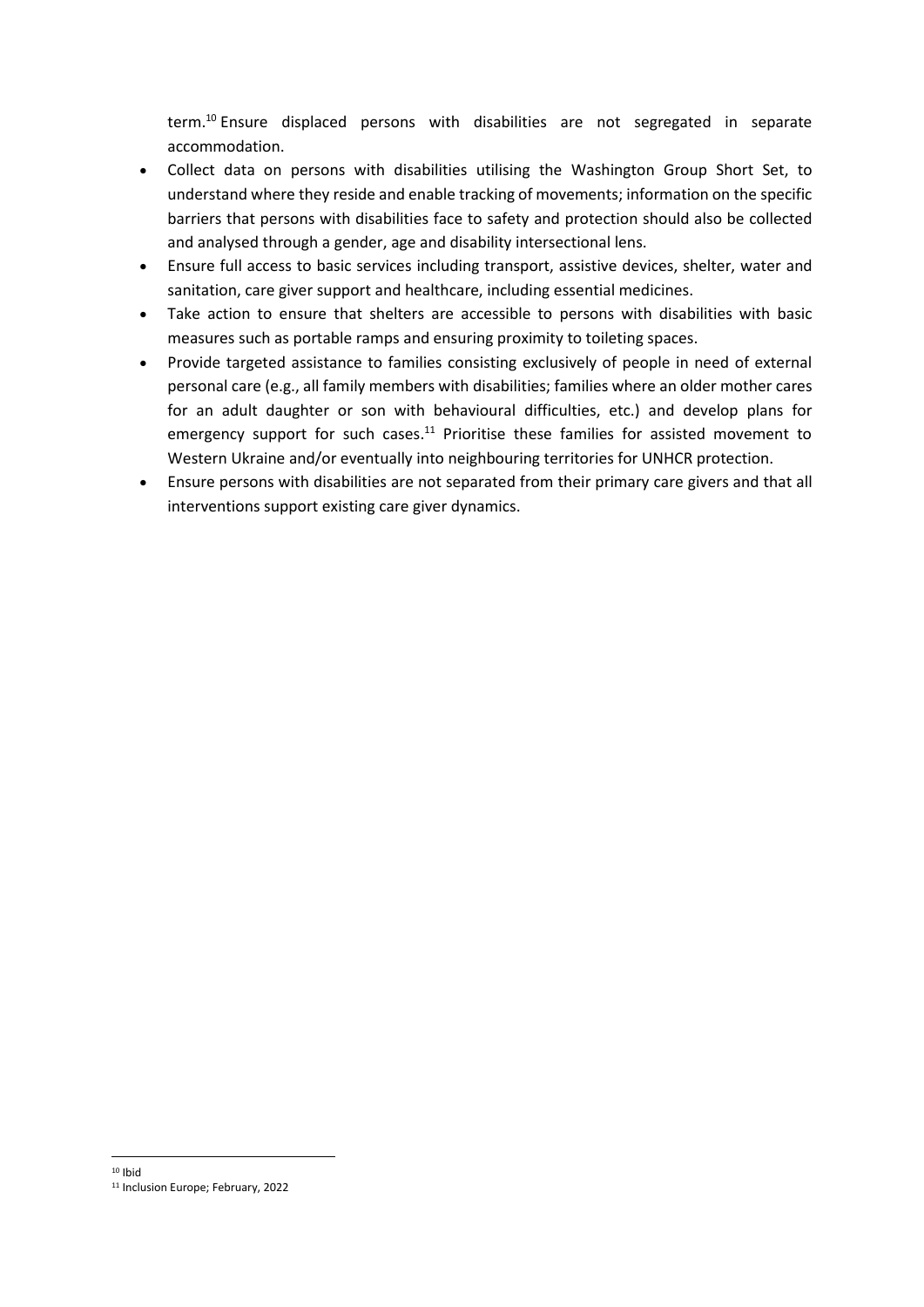term.[10] Ensure displaced persons with disabilities are not segregated in separate accommodation.

- Collect data on persons with disabilities utilising the Washington Group Short Set, to understand where they reside and enable tracking of movements; information on the specific barriers that persons with disabilities face to safety and protection should also be collected and analysed through a gender, age and disability intersectional lens.
- Ensure full access to basic services including transport, assistive devices, shelter, water and sanitation, care giver support and healthcare, including essential medicines.
- Take action to ensure that shelters are accessible to persons with disabilities with basic measures such as portable ramps and ensuring proximity to toileting spaces.
- Provide targeted assistance to families consisting exclusively of people in need of external personal care (e.g., all family members with disabilities; families where an older mother cares for an adult daughter or son with behavioural difficulties, etc.) and develop plans for emergency support for such cases.[11] Prioritise these families for assisted movement to Western Ukraine and/or eventually into neighbouring territories for UNHCR protection.
- Ensure persons with disabilities are not separated from their primary care givers and that all interventions support existing care giver dynamics.

[10] Ibid

[11] Inclusion Europe; February, 2022